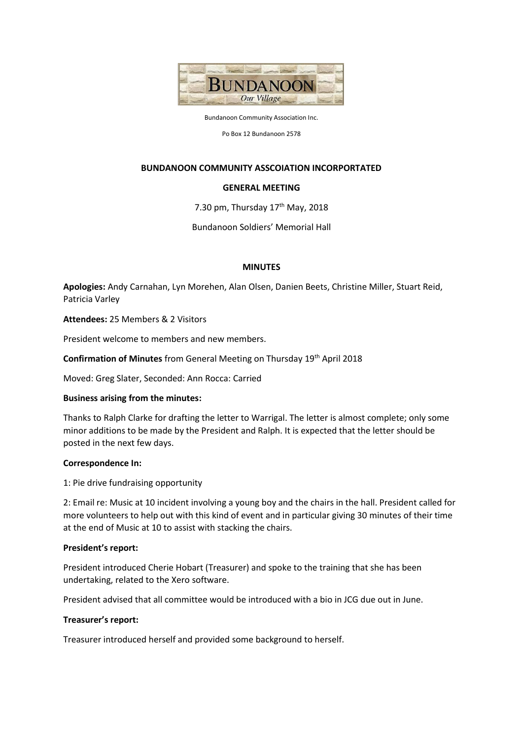Bundanoon Community Association Inc.

Po Box 12 Bundanoon 2578

**BUNDANOON COMMUNITY ASSCOIATION INCORPORTATED**

**GENERAL MEETING**

7.30 pm, Thursday 17th May, 2018

Bundanoon Soldiers' Memorial Hall

**MINUTES**

**Apologies:** Andy Carnahan, Lyn Morehen, Alan Olsen, Danien Beets, Christine Miller, Stuart Reid, Patricia Varley

**Attendees:** 25 Members & 2 Visitors

President welcome to members and new members.

**Confirmation of Minutes** from General Meeting on Thursday 19th April 2018

Moved: Greg Slater, Seconded: Ann Rocca: Carried

**Business arising from the minutes:**

Thanks to Ralph Clarke for drafting the letter to Warrigal. The letter is almost complete; only some minor additions to be made by the President and Ralph. It is expected that the letter should be posted in the next few days.

**Correspondence In:**

1: Pie drive fundraising opportunity

2: Email re: Music at 10 incident involving a young boy and the chairs in the hall. President called for more volunteers to help out with this kind of event and in particular giving 30 minutes of their time at the end of Music at 10 to assist with stacking the chairs.

**President's report:**

President introduced Cherie Hobart (Treasurer) and spoke to the training that she has been undertaking, related to the Xero software.

President advised that all committee would be introduced with a bio in JCG due out in June.

**Treasurer's report:**

Treasurer introduced herself and provided some background to herself.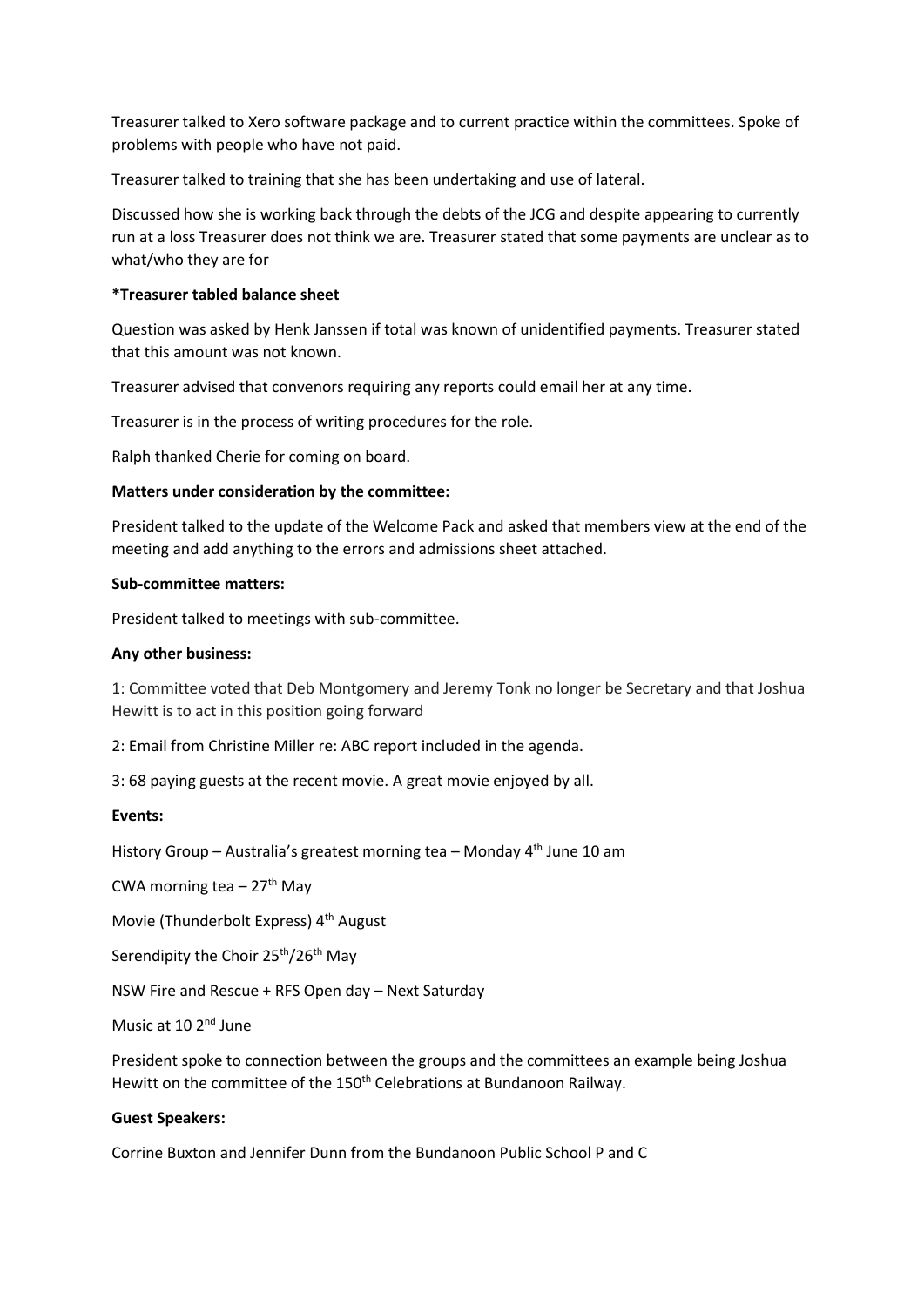Treasurer talked to Xero software package and to current practice within the committees. Spoke of problems with people who have not paid.

Treasurer talked to training that she has been undertaking and use of lateral.

Discussed how she is working back through the debts of the JCG and despite appearing to currently run at a loss Treasurer does not think we are. Treasurer stated that some payments are unclear as to what/who they are for

**\*Treasurer tabled balance sheet**

Question was asked by Henk Janssen if total was known of unidentified payments. Treasurer stated that this amount was not known.

Treasurer advised that convenors requiring any reports could email her at any time.

Treasurer is in the process of writing procedures for the role.

Ralph thanked Cherie for coming on board.

**Matters under consideration by the committee:**

President talked to the update of the Welcome Pack and asked that members view at the end of the meeting and add anything to the errors and admissions sheet attached.

**Sub-committee matters:**

President talked to meetings with sub-committee.

**Any other business:**

1: Committee voted that Deb Montgomery and Jeremy Tonk no longer be Secretary and that Joshua Hewitt is to act in this position going forward

2: Email from Christine Miller re: ABC report included in the agenda.

3: 68 paying guests at the recent movie. A great movie enjoyed by all.

**Events:**

History Group – Australia's greatest morning tea – Monday 4th June 10 am

CWA morning tea – 27th May

Movie (Thunderbolt Express) 4th August

Serendipity the Choir 25th/26th May

NSW Fire and Rescue + RFS Open day – Next Saturday

Music at 10 2nd June

President spoke to connection between the groups and the committees an example being Joshua Hewitt on the committee of the 150th Celebrations at Bundanoon Railway.

**Guest Speakers:**

Corrine Buxton and Jennifer Dunn from the Bundanoon Public School P and C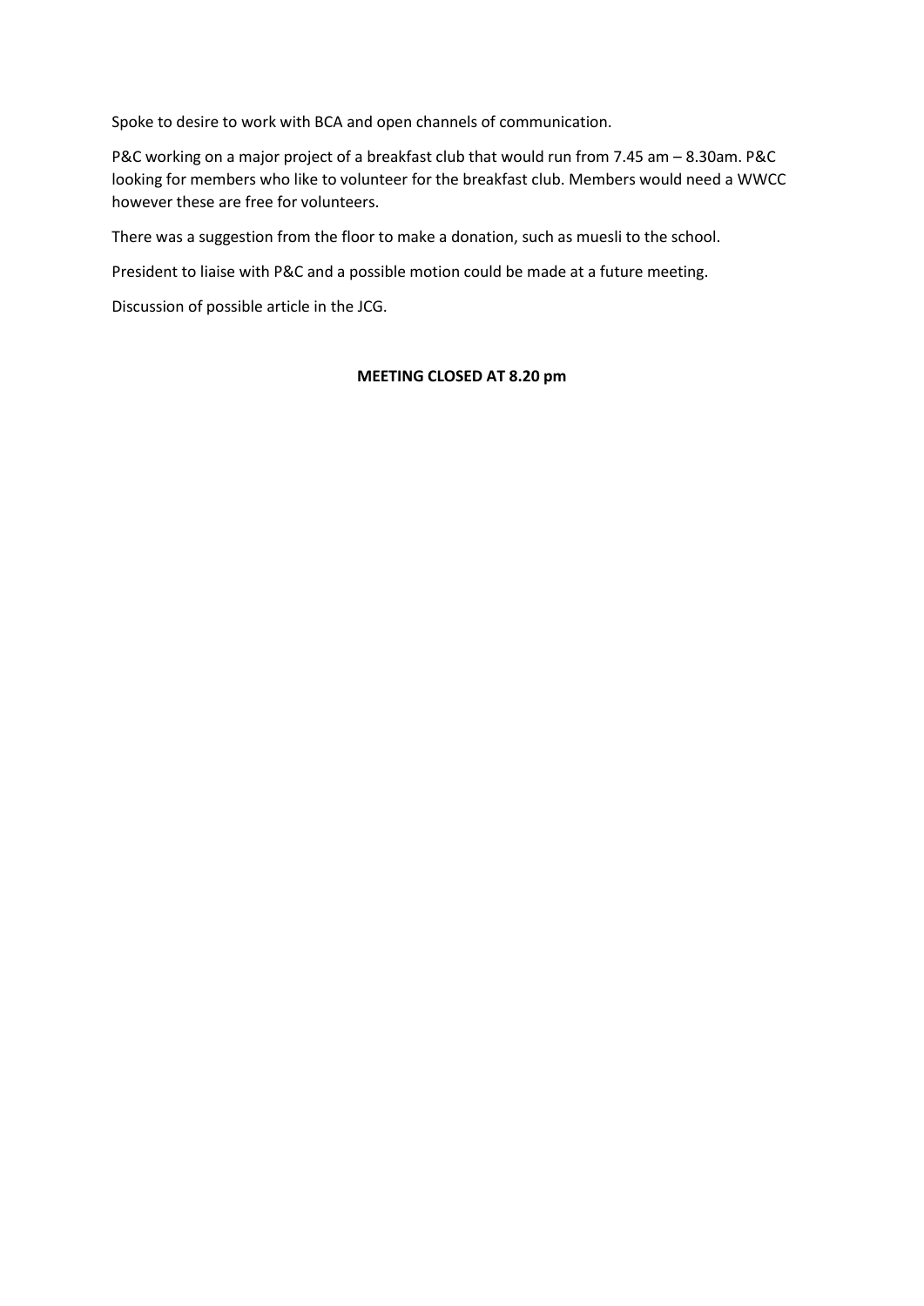Spoke to desire to work with BCA and open channels of communication.

P&C working on a major project of a breakfast club that would run from 7.45 am – 8.30am. P&C looking for members who like to volunteer for the breakfast club. Members would need a WWCC however these are free for volunteers.

There was a suggestion from the floor to make a donation, such as muesli to the school.

President to liaise with P&C and a possible motion could be made at a future meeting.

Discussion of possible article in the JCG.

**MEETING CLOSED AT 8.20 pm**